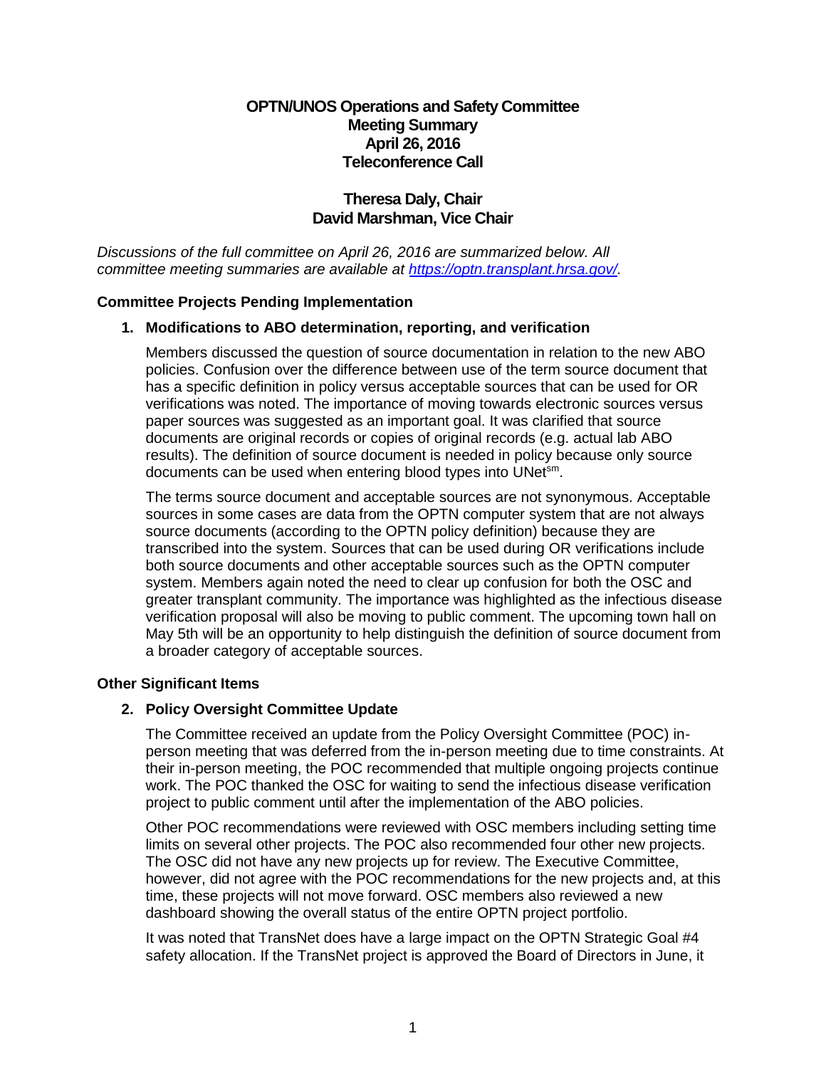**OPTN/UNOS Operations and Safety Committee**
**Meeting Summary**
**April 26, 2016**
**Teleconference Call**

**Theresa Daly, Chair**
**David Marshman, Vice Chair**

*Discussions of the full committee on April 26, 2016 are summarized below. All committee meeting summaries are available at [https://optn.transplant.hrsa.gov/](https://optn.transplant.hrsa.gov/).*

## Committee Projects Pending Implementation

### 1. Modifications to ABO determination, reporting, and verification

Members discussed the question of source documentation in relation to the new ABO policies. Confusion over the difference between use of the term source document that has a specific definition in policy versus acceptable sources that can be used for OR verifications was noted. The importance of moving towards electronic sources versus paper sources was suggested as an important goal. It was clarified that source documents are original records or copies of original records (e.g. actual lab ABO results). The definition of source document is needed in policy because only source documents can be used when entering blood types into UNet[sm].

The terms source document and acceptable sources are not synonymous. Acceptable sources in some cases are data from the OPTN computer system that are not always source documents (according to the OPTN policy definition) because they are transcribed into the system. Sources that can be used during OR verifications include both source documents and other acceptable sources such as the OPTN computer system. Members again noted the need to clear up confusion for both the OSC and greater transplant community. The importance was highlighted as the infectious disease verification proposal will also be moving to public comment. The upcoming town hall on May 5th will be an opportunity to help distinguish the definition of source document from a broader category of acceptable sources.

## Other Significant Items

### 2. Policy Oversight Committee Update

The Committee received an update from the Policy Oversight Committee (POC) in-person meeting that was deferred from the in-person meeting due to time constraints. At their in-person meeting, the POC recommended that multiple ongoing projects continue work. The POC thanked the OSC for waiting to send the infectious disease verification project to public comment until after the implementation of the ABO policies.

Other POC recommendations were reviewed with OSC members including setting time limits on several other projects. The POC also recommended four other new projects. The OSC did not have any new projects up for review. The Executive Committee, however, did not agree with the POC recommendations for the new projects and, at this time, these projects will not move forward. OSC members also reviewed a new dashboard showing the overall status of the entire OPTN project portfolio.

It was noted that TransNet does have a large impact on the OPTN Strategic Goal #4 safety allocation. If the TransNet project is approved the Board of Directors in June, it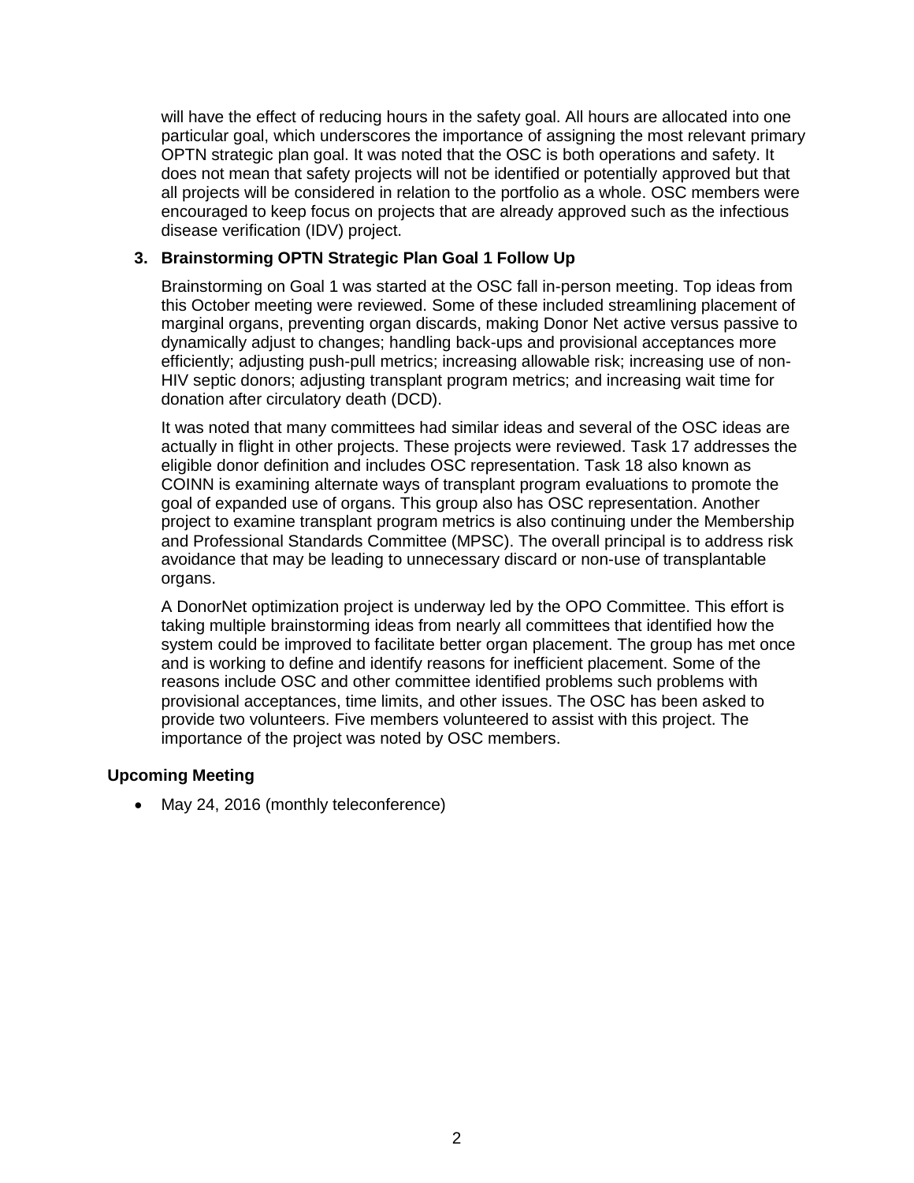will have the effect of reducing hours in the safety goal. All hours are allocated into one particular goal, which underscores the importance of assigning the most relevant primary OPTN strategic plan goal. It was noted that the OSC is both operations and safety. It does not mean that safety projects will not be identified or potentially approved but that all projects will be considered in relation to the portfolio as a whole. OSC members were encouraged to keep focus on projects that are already approved such as the infectious disease verification (IDV) project.

**3. Brainstorming OPTN Strategic Plan Goal 1 Follow Up**

Brainstorming on Goal 1 was started at the OSC fall in-person meeting. Top ideas from this October meeting were reviewed. Some of these included streamlining placement of marginal organs, preventing organ discards, making Donor Net active versus passive to dynamically adjust to changes; handling back-ups and provisional acceptances more efficiently; adjusting push-pull metrics; increasing allowable risk; increasing use of non-HIV septic donors; adjusting transplant program metrics; and increasing wait time for donation after circulatory death (DCD).

It was noted that many committees had similar ideas and several of the OSC ideas are actually in flight in other projects. These projects were reviewed. Task 17 addresses the eligible donor definition and includes OSC representation. Task 18 also known as COINN is examining alternate ways of transplant program evaluations to promote the goal of expanded use of organs. This group also has OSC representation. Another project to examine transplant program metrics is also continuing under the Membership and Professional Standards Committee (MPSC). The overall principal is to address risk avoidance that may be leading to unnecessary discard or non-use of transplantable organs.

A DonorNet optimization project is underway led by the OPO Committee. This effort is taking multiple brainstorming ideas from nearly all committees that identified how the system could be improved to facilitate better organ placement. The group has met once and is working to define and identify reasons for inefficient placement. Some of the reasons include OSC and other committee identified problems such problems with provisional acceptances, time limits, and other issues. The OSC has been asked to provide two volunteers. Five members volunteered to assist with this project. The importance of the project was noted by OSC members.

**Upcoming Meeting**

- May 24, 2016 (monthly teleconference)